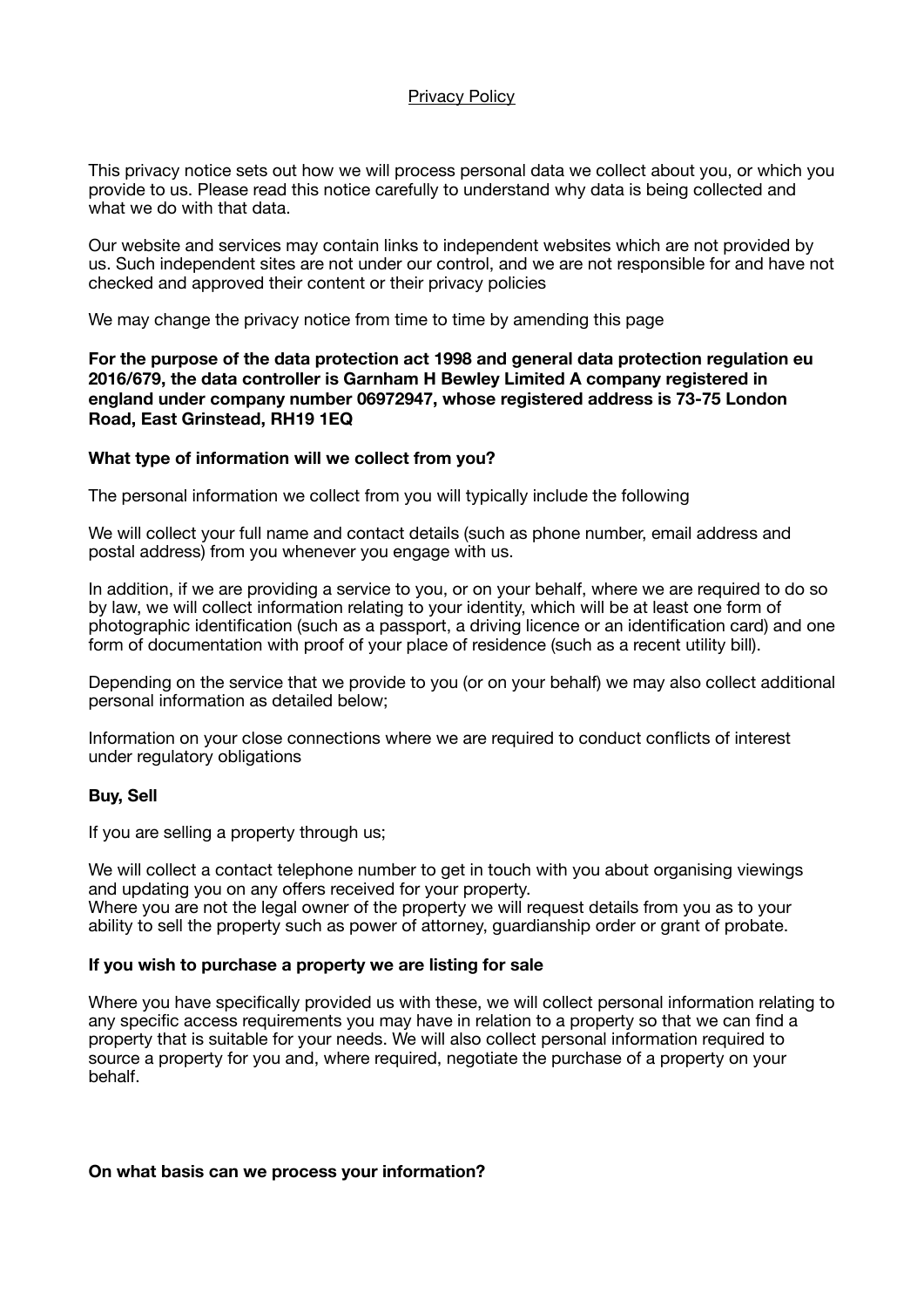# Privacy Policy

This privacy notice sets out how we will process personal data we collect about you, or which you provide to us. Please read this notice carefully to understand why data is being collected and what we do with that data.

Our website and services may contain links to independent websites which are not provided by us. Such independent sites are not under our control, and we are not responsible for and have not checked and approved their content or their privacy policies

We may change the privacy notice from time to time by amending this page

**For the purpose of the data protection act 1998 and general data protection regulation eu 2016/679, the data controller is Garnham H Bewley Limited A company registered in england under company number 06972947, whose registered address is 73-75 London Road, East Grinstead, RH19 1EQ**

**What type of information will we collect from you?**

The personal information we collect from you will typically include the following

We will collect your full name and contact details (such as phone number, email address and postal address) from you whenever you engage with us.

In addition, if we are providing a service to you, or on your behalf, where we are required to do so by law, we will collect information relating to your identity, which will be at least one form of photographic identification (such as a passport, a driving licence or an identification card) and one form of documentation with proof of your place of residence (such as a recent utility bill).

Depending on the service that we provide to you (or on your behalf) we may also collect additional personal information as detailed below;

Information on your close connections where we are required to conduct conflicts of interest under regulatory obligations

**Buy, Sell**

If you are selling a property through us;

We will collect a contact telephone number to get in touch with you about organising viewings and updating you on any offers received for your property.
Where you are not the legal owner of the property we will request details from you as to your ability to sell the property such as power of attorney, guardianship order or grant of probate.

**If you wish to purchase a property we are listing for sale**

Where you have specifically provided us with these, we will collect personal information relating to any specific access requirements you may have in relation to a property so that we can find a property that is suitable for your needs. We will also collect personal information required to source a property for you and, where required, negotiate the purchase of a property on your behalf.

**On what basis can we process your information?**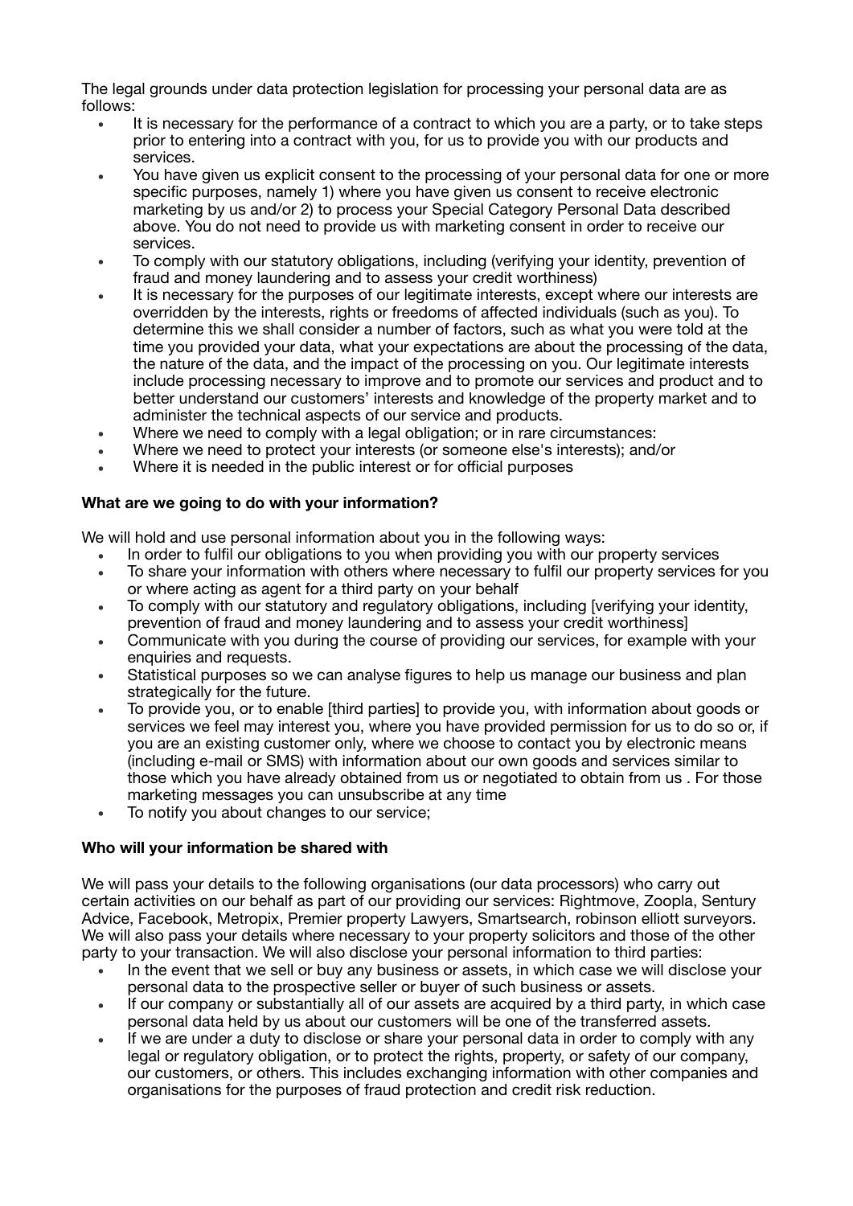The legal grounds under data protection legislation for processing your personal data are as follows:

- It is necessary for the performance of a contract to which you are a party, or to take steps prior to entering into a contract with you, for us to provide you with our products and services.
- You have given us explicit consent to the processing of your personal data for one or more specific purposes, namely 1) where you have given us consent to receive electronic marketing by us and/or 2) to process your Special Category Personal Data described above. You do not need to provide us with marketing consent in order to receive our services.
- To comply with our statutory obligations, including (verifying your identity, prevention of fraud and money laundering and to assess your credit worthiness)
- It is necessary for the purposes of our legitimate interests, except where our interests are overridden by the interests, rights or freedoms of affected individuals (such as you). To determine this we shall consider a number of factors, such as what you were told at the time you provided your data, what your expectations are about the processing of the data, the nature of the data, and the impact of the processing on you. Our legitimate interests include processing necessary to improve and to promote our services and product and to better understand our customers' interests and knowledge of the property market and to administer the technical aspects of our service and products.
- Where we need to comply with a legal obligation; or in rare circumstances:
- Where we need to protect your interests (or someone else's interests); and/or
- Where it is needed in the public interest or for official purposes

**What are we going to do with your information?**

We will hold and use personal information about you in the following ways:

- In order to fulfil our obligations to you when providing you with our property services
- To share your information with others where necessary to fulfil our property services for you or where acting as agent for a third party on your behalf
- To comply with our statutory and regulatory obligations, including [verifying your identity, prevention of fraud and money laundering and to assess your credit worthiness]
- Communicate with you during the course of providing our services, for example with your enquiries and requests.
- Statistical purposes so we can analyse figures to help us manage our business and plan strategically for the future.
- To provide you, or to enable [third parties] to provide you, with information about goods or services we feel may interest you, where you have provided permission for us to do so or, if you are an existing customer only, where we choose to contact you by electronic means (including e-mail or SMS) with information about our own goods and services similar to those which you have already obtained from us or negotiated to obtain from us . For those marketing messages you can unsubscribe at any time
- To notify you about changes to our service;

**Who will your information be shared with**

We will pass your details to the following organisations (our data processors) who carry out certain activities on our behalf as part of our providing our services: Rightmove, Zoopla, Sentury Advice, Facebook, Metropix, Premier property Lawyers, Smartsearch, robinson elliott surveyors. We will also pass your details where necessary to your property solicitors and those of the other party to your transaction. We will also disclose your personal information to third parties:

- In the event that we sell or buy any business or assets, in which case we will disclose your personal data to the prospective seller or buyer of such business or assets.
- If our company or substantially all of our assets are acquired by a third party, in which case personal data held by us about our customers will be one of the transferred assets.
- If we are under a duty to disclose or share your personal data in order to comply with any legal or regulatory obligation, or to protect the rights, property, or safety of our company, our customers, or others. This includes exchanging information with other companies and organisations for the purposes of fraud protection and credit risk reduction.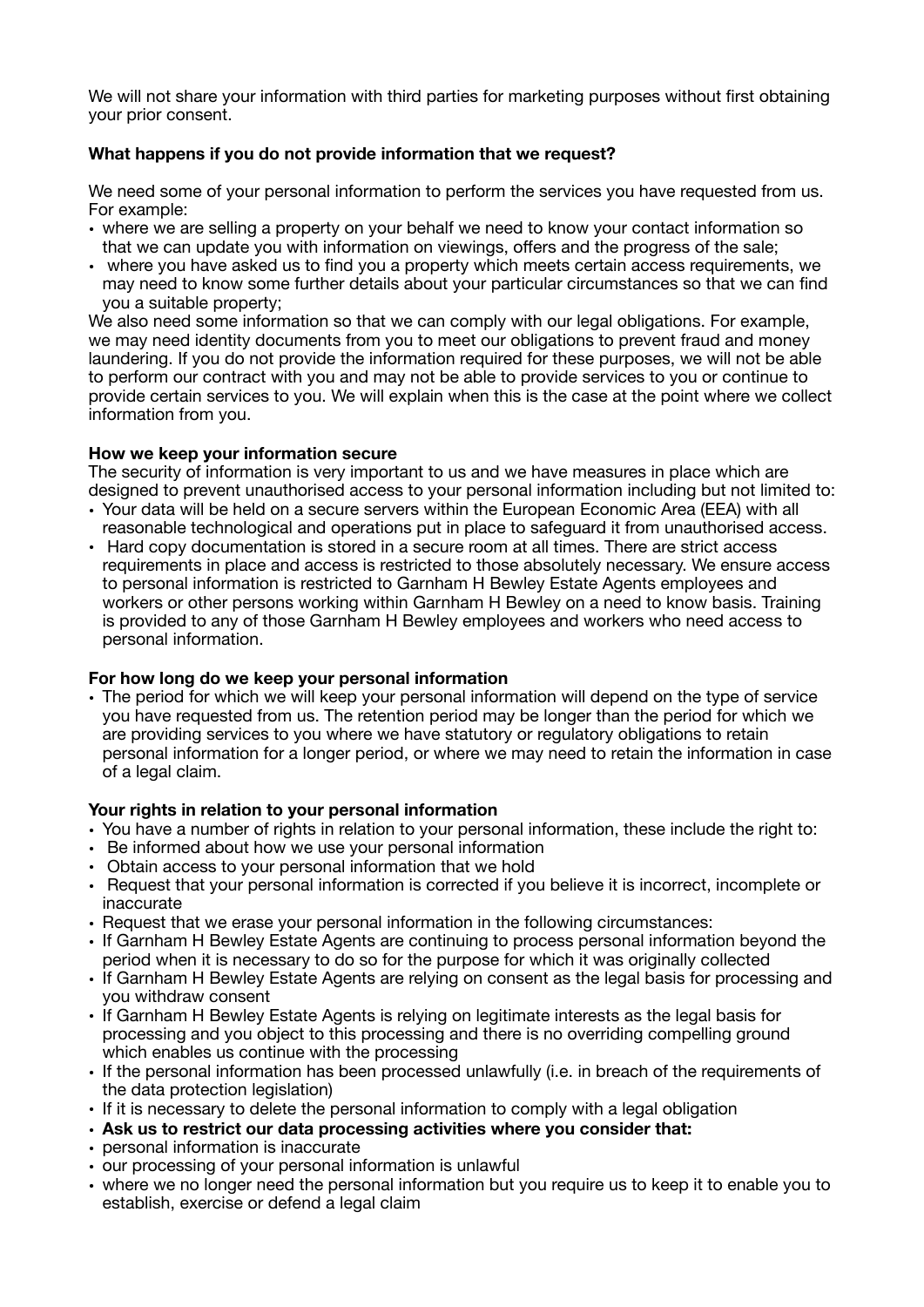We will not share your information with third parties for marketing purposes without first obtaining your prior consent.

**What happens if you do not provide information that we request?**

We need some of your personal information to perform the services you have requested from us. For example:

- where we are selling a property on your behalf we need to know your contact information so that we can update you with information on viewings, offers and the progress of the sale;
- where you have asked us to find you a property which meets certain access requirements, we may need to know some further details about your particular circumstances so that we can find you a suitable property;

We also need some information so that we can comply with our legal obligations. For example, we may need identity documents from you to meet our obligations to prevent fraud and money laundering. If you do not provide the information required for these purposes, we will not be able to perform our contract with you and may not be able to provide services to you or continue to provide certain services to you. We will explain when this is the case at the point where we collect information from you.

**How we keep your information secure**

The security of information is very important to us and we have measures in place which are designed to prevent unauthorised access to your personal information including but not limited to:

- Your data will be held on a secure servers within the European Economic Area (EEA) with all reasonable technological and operations put in place to safeguard it from unauthorised access.
- Hard copy documentation is stored in a secure room at all times. There are strict access requirements in place and access is restricted to those absolutely necessary. We ensure access to personal information is restricted to Garnham H Bewley Estate Agents employees and workers or other persons working within Garnham H Bewley on a need to know basis. Training is provided to any of those Garnham H Bewley employees and workers who need access to personal information.

**For how long do we keep your personal information**

- The period for which we will keep your personal information will depend on the type of service you have requested from us. The retention period may be longer than the period for which we are providing services to you where we have statutory or regulatory obligations to retain personal information for a longer period, or where we may need to retain the information in case of a legal claim.

**Your rights in relation to your personal information**

- You have a number of rights in relation to your personal information, these include the right to:
- Be informed about how we use your personal information
- Obtain access to your personal information that we hold
- Request that your personal information is corrected if you believe it is incorrect, incomplete or inaccurate
- Request that we erase your personal information in the following circumstances:
- If Garnham H Bewley Estate Agents are continuing to process personal information beyond the period when it is necessary to do so for the purpose for which it was originally collected
- If Garnham H Bewley Estate Agents are relying on consent as the legal basis for processing and you withdraw consent
- If Garnham H Bewley Estate Agents is relying on legitimate interests as the legal basis for processing and you object to this processing and there is no overriding compelling ground which enables us continue with the processing
- If the personal information has been processed unlawfully (i.e. in breach of the requirements of the data protection legislation)
- If it is necessary to delete the personal information to comply with a legal obligation
- **Ask us to restrict our data processing activities where you consider that:**
- personal information is inaccurate
- our processing of your personal information is unlawful
- where we no longer need the personal information but you require us to keep it to enable you to establish, exercise or defend a legal claim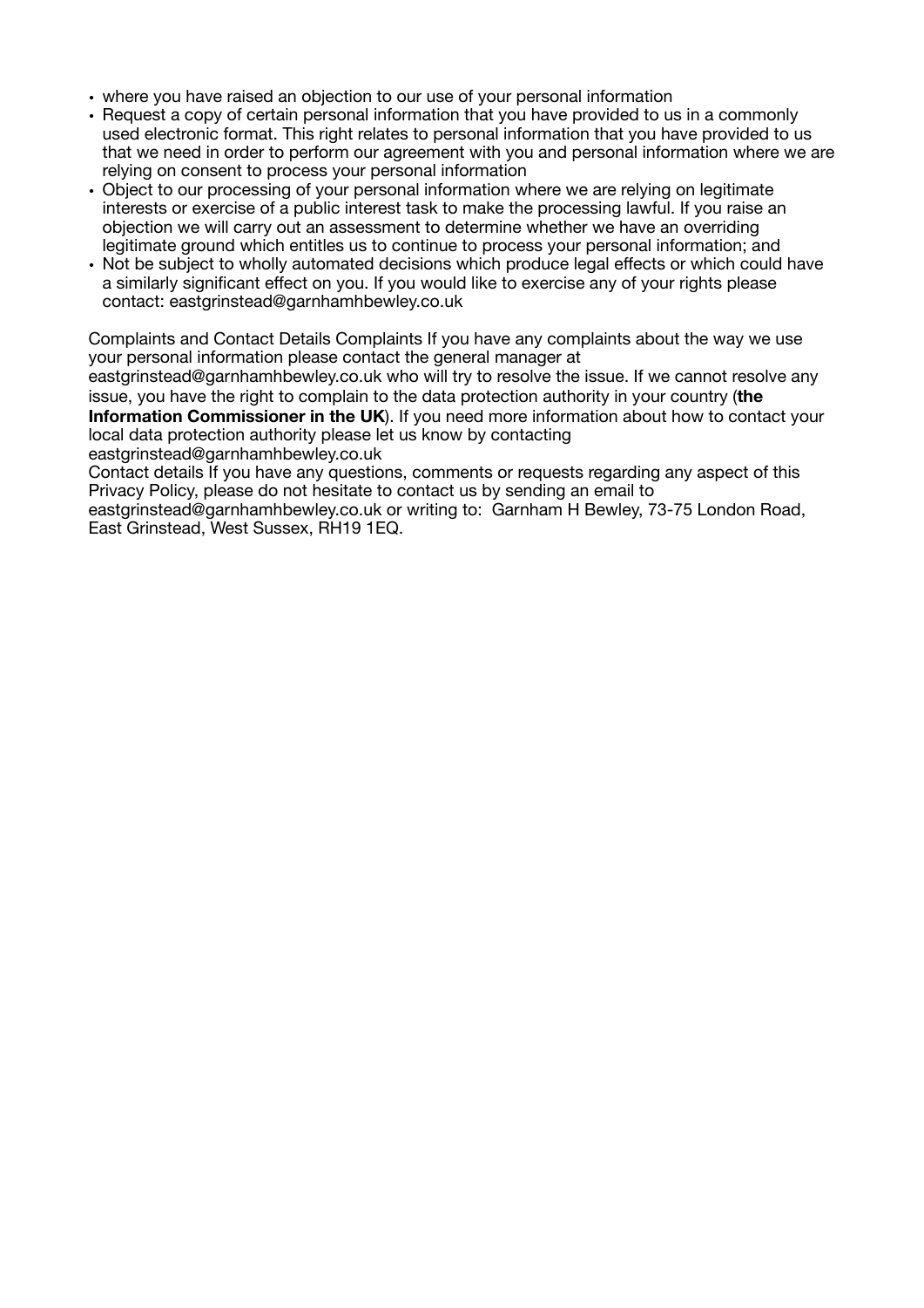- where you have raised an objection to our use of your personal information
- Request a copy of certain personal information that you have provided to us in a commonly used electronic format. This right relates to personal information that you have provided to us that we need in order to perform our agreement with you and personal information where we are relying on consent to process your personal information
- Object to our processing of your personal information where we are relying on legitimate interests or exercise of a public interest task to make the processing lawful. If you raise an objection we will carry out an assessment to determine whether we have an overriding legitimate ground which entitles us to continue to process your personal information; and
- Not be subject to wholly automated decisions which produce legal effects or which could have a similarly significant effect on you. If you would like to exercise any of your rights please contact: eastgrinstead@garnhamhbewley.co.uk

Complaints and Contact Details Complaints If you have any complaints about the way we use your personal information please contact the general manager at eastgrinstead@garnhamhbewley.co.uk who will try to resolve the issue. If we cannot resolve any issue, you have the right to complain to the data protection authority in your country (**the Information Commissioner in the UK**). If you need more information about how to contact your local data protection authority please let us know by contacting eastgrinstead@garnhamhbewley.co.uk

Contact details If you have any questions, comments or requests regarding any aspect of this Privacy Policy, please do not hesitate to contact us by sending an email to eastgrinstead@garnhamhbewley.co.uk or writing to: Garnham H Bewley, 73-75 London Road, East Grinstead, West Sussex, RH19 1EQ.